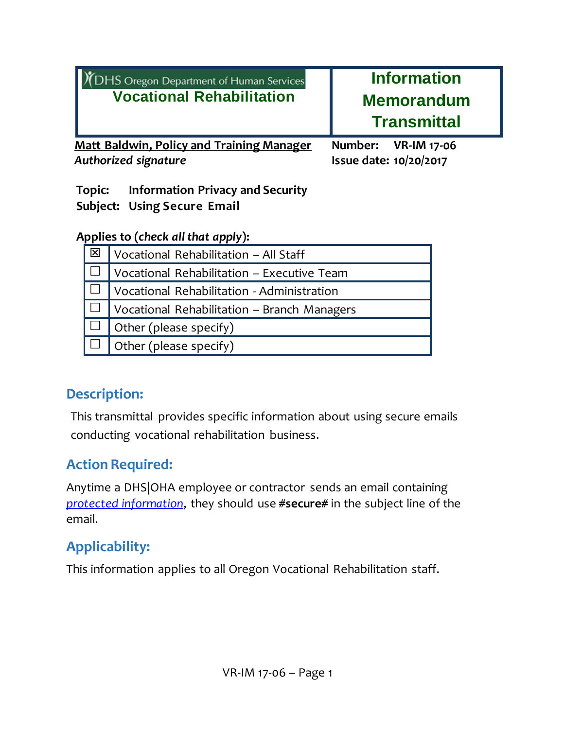| DHS Oregon Department of Human Services<br>**Vocational Rehabilitation** | **Information Memorandum Transmittal** |
|---|---|

<u>**Matt Baldwin, Policy and Training Manager**</u>
***Authorized signature***

**Number:** **VR-IM 17-06**
**Issue date: 10/20/2017**

**Topic:** **Information Privacy and Security**
**Subject:** **Using Secure Email**

**Applies to (*check all that apply*):**

| | |
|---|---|
| ☒ | Vocational Rehabilitation – All Staff |
| ☐ | Vocational Rehabilitation – Executive Team |
| ☐ | Vocational Rehabilitation - Administration |
| ☐ | Vocational Rehabilitation – Branch Managers |
| ☐ | Other (please specify) |
| ☐ | Other (please specify) |

## Description:

This transmittal provides specific information about using secure emails conducting vocational rehabilitation business.

## Action Required:

Anytime a DHS|OHA employee or contractor sends an email containing *protected information*, they should use **#secure#** in the subject line of the email.

## Applicability:

This information applies to all Oregon Vocational Rehabilitation staff.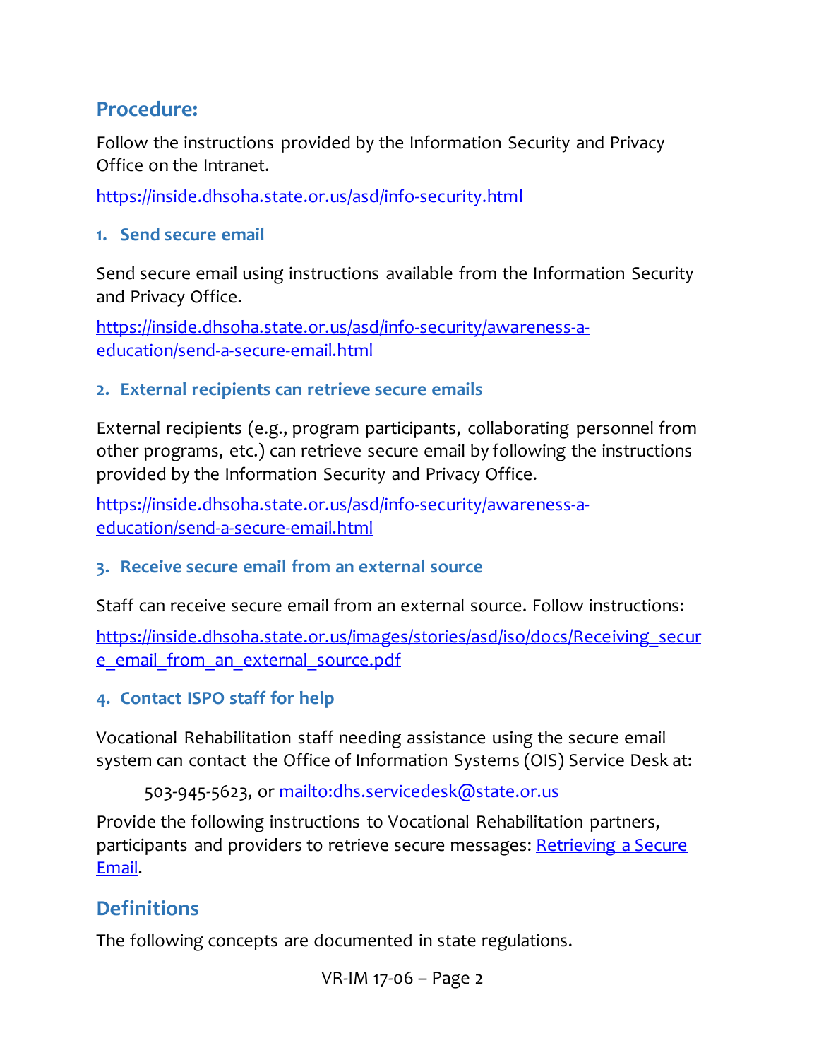## Procedure:

Follow the instructions provided by the Information Security and Privacy Office on the Intranet.

https://inside.dhsoha.state.or.us/asd/info-security.html

### 1. Send secure email

Send secure email using instructions available from the Information Security and Privacy Office.

https://inside.dhsoha.state.or.us/asd/info-security/awareness-a-education/send-a-secure-email.html

### 2. External recipients can retrieve secure emails

External recipients (e.g., program participants, collaborating personnel from other programs, etc.) can retrieve secure email by following the instructions provided by the Information Security and Privacy Office.

https://inside.dhsoha.state.or.us/asd/info-security/awareness-a-education/send-a-secure-email.html

### 3. Receive secure email from an external source

Staff can receive secure email from an external source. Follow instructions:

https://inside.dhsoha.state.or.us/images/stories/asd/iso/docs/Receiving_secure_email_from_an_external_source.pdf

### 4. Contact ISPO staff for help

Vocational Rehabilitation staff needing assistance using the secure email system can contact the Office of Information Systems (OIS) Service Desk at:

> 503-945-5623, or mailto:dhs.servicedesk@state.or.us

Provide the following instructions to Vocational Rehabilitation partners, participants and providers to retrieve secure messages: Retrieving a Secure Email.

## Definitions

The following concepts are documented in state regulations.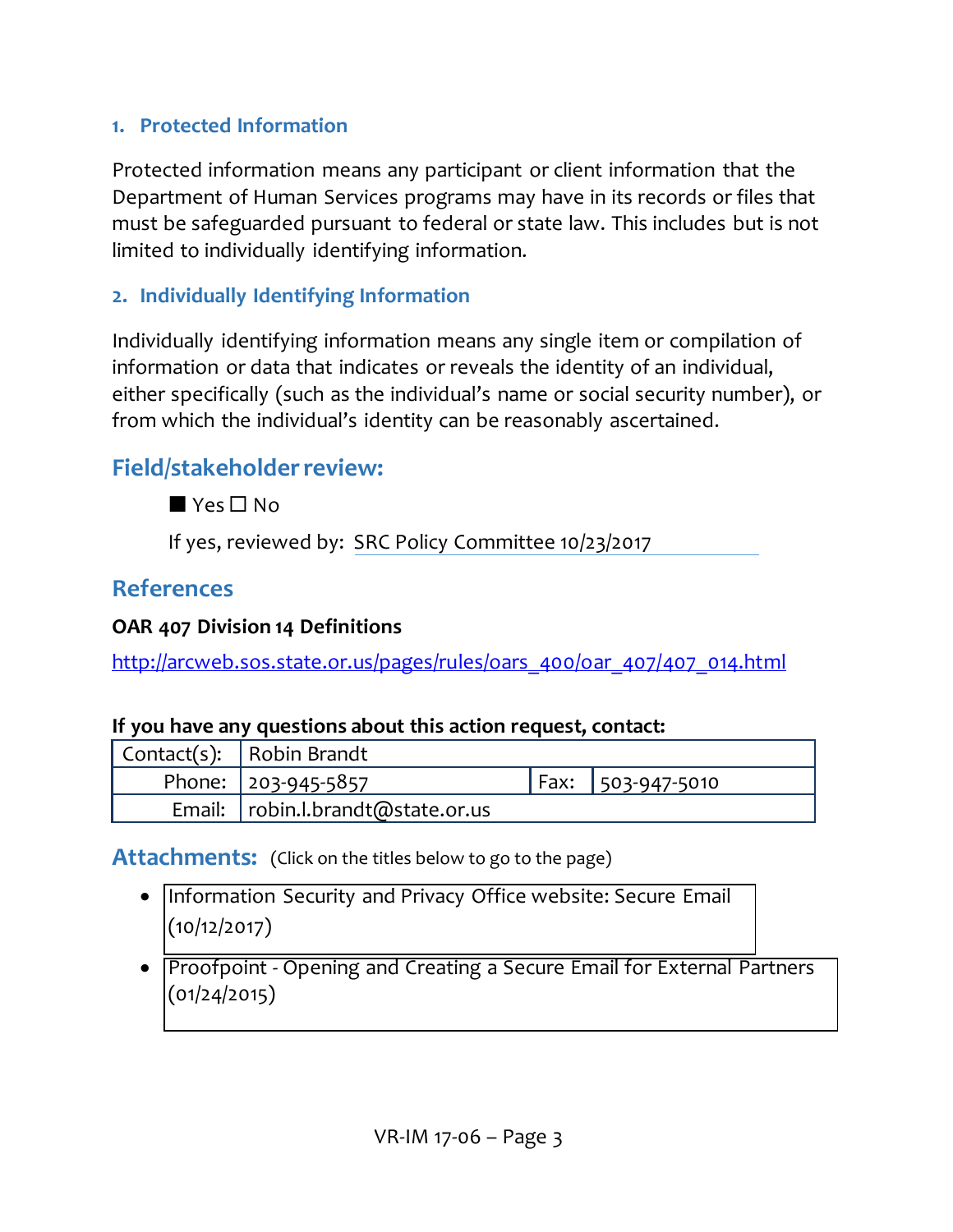### 1. Protected Information

Protected information means any participant or client information that the Department of Human Services programs may have in its records or files that must be safeguarded pursuant to federal or state law. This includes but is not limited to individually identifying information.

### 2. Individually Identifying Information

Individually identifying information means any single item or compilation of information or data that indicates or reveals the identity of an individual, either specifically (such as the individual's name or social security number), or from which the individual's identity can be reasonably ascertained.

## Field/stakeholder review:

■ Yes ☐ No

If yes, reviewed by: SRC Policy Committee 10/23/2017

## References

**OAR 407 Division 14 Definitions**

http://arcweb.sos.state.or.us/pages/rules/oars_400/oar_407/407_014.html

**If you have any questions about this action request, contact:**

| Contact(s): | Robin Brandt | | |
|---|---|---|---|
| Phone: | 203-945-5857 | Fax: | 503-947-5010 |
| Email: | robin.l.brandt@state.or.us | | |

## Attachments: (Click on the titles below to go to the page)

- Information Security and Privacy Office website: Secure Email (10/12/2017)
- Proofpoint - Opening and Creating a Secure Email for External Partners (01/24/2015)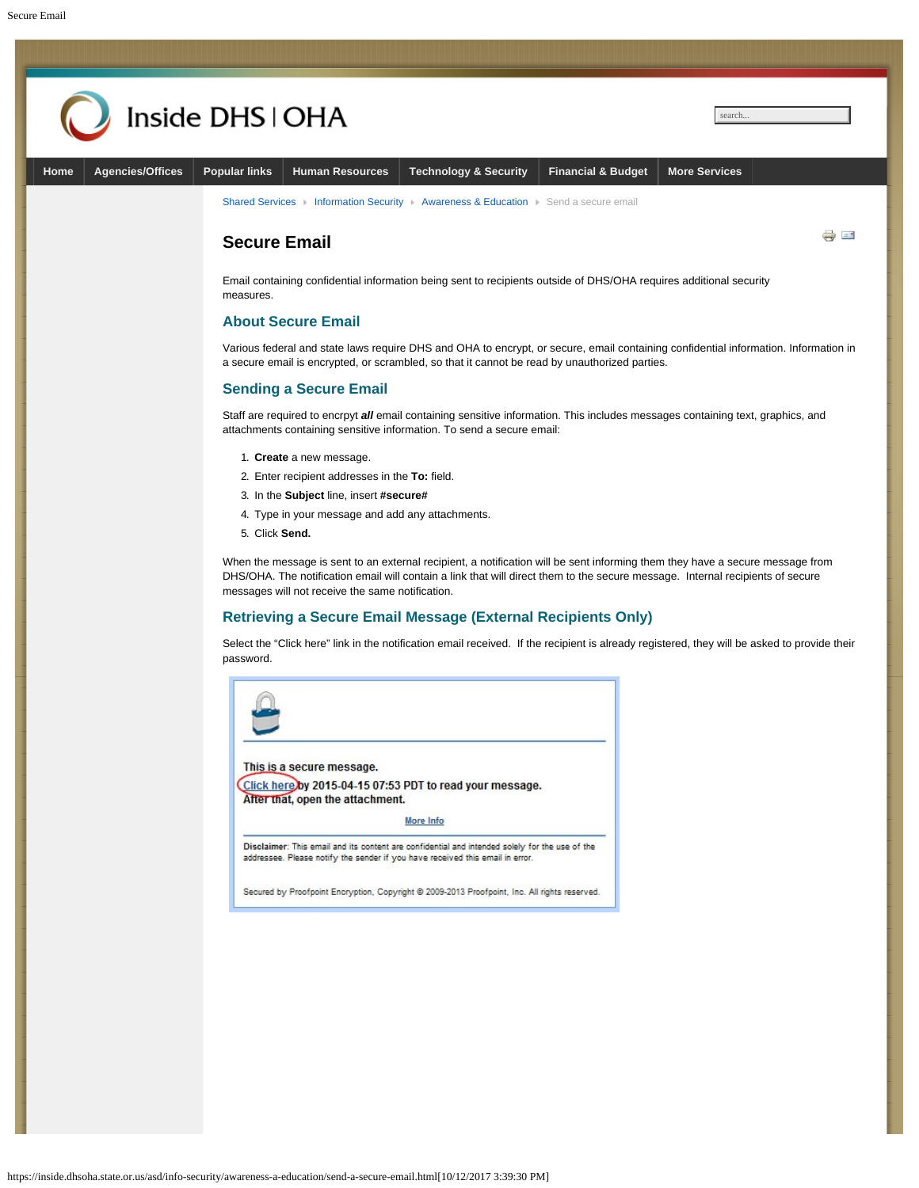Shared Services ▸ Information Security ▸ Awareness & Education ▸ Send a secure email

# Secure Email

Email containing confidential information being sent to recipients outside of DHS/OHA requires additional security measures.

## About Secure Email

Various federal and state laws require DHS and OHA to encrypt, or secure, email containing confidential information. Information in a secure email is encrypted, or scrambled, so that it cannot be read by unauthorized parties.

## Sending a Secure Email

Staff are required to encrpyt ***all*** email containing sensitive information. This includes messages containing text, graphics, and attachments containing sensitive information. To send a secure email:

1. **Create** a new message.
2. Enter recipient addresses in the **To:** field.
3. In the **Subject** line, insert **#secure#**
4. Type in your message and add any attachments.
5. Click **Send.**

When the message is sent to an external recipient, a notification will be sent informing them they have a secure message from DHS/OHA. The notification email will contain a link that will direct them to the secure message. Internal recipients of secure messages will not receive the same notification.

## Retrieving a Secure Email Message (External Recipients Only)

Select the "Click here" link in the notification email received. If the recipient is already registered, they will be asked to provide their password.

This is a secure message.
Click here by 2015-04-15 07:53 PDT to read your message.
After that, open the attachment.

More Info

**Disclaimer**: This email and its content are confidential and intended solely for the use of the addressee. Please notify the sender if you have received this email in error.

Secured by Proofpoint Encryption, Copyright © 2009-2013 Proofpoint, Inc. All rights reserved.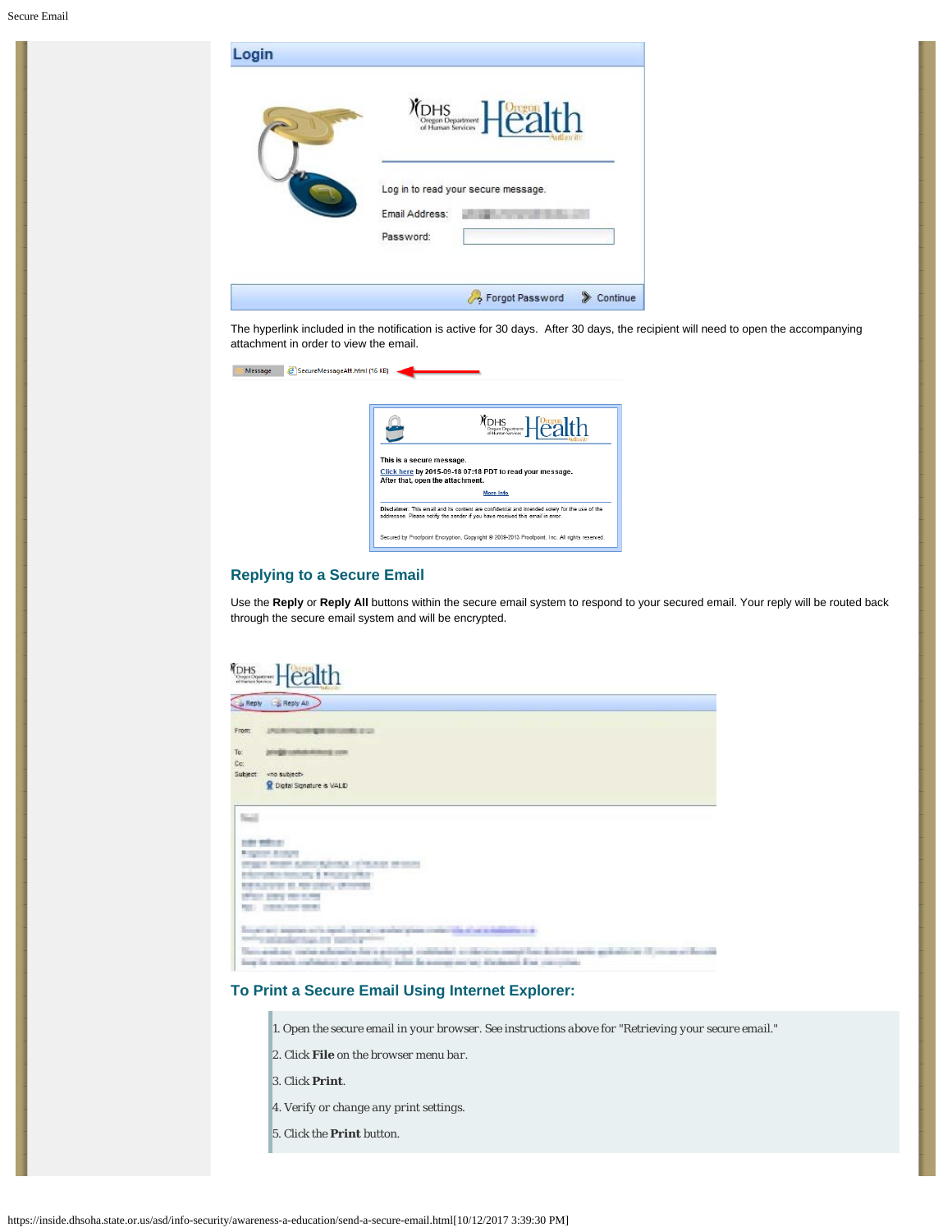The hyperlink included in the notification is active for 30 days. After 30 days, the recipient will need to open the accompanying attachment in order to view the email.

## Replying to a Secure Email

Use the **Reply** or **Reply All** buttons within the secure email system to respond to your secured email. Your reply will be routed back through the secure email system and will be encrypted.

## To Print a Secure Email Using Internet Explorer:

1. Open the secure email in your browser. See instructions above for "Retrieving your secure email."
2. Click **File** on the browser menu bar.
3. Click **Print**.
4. Verify or change any print settings.
5. Click the **Print** button.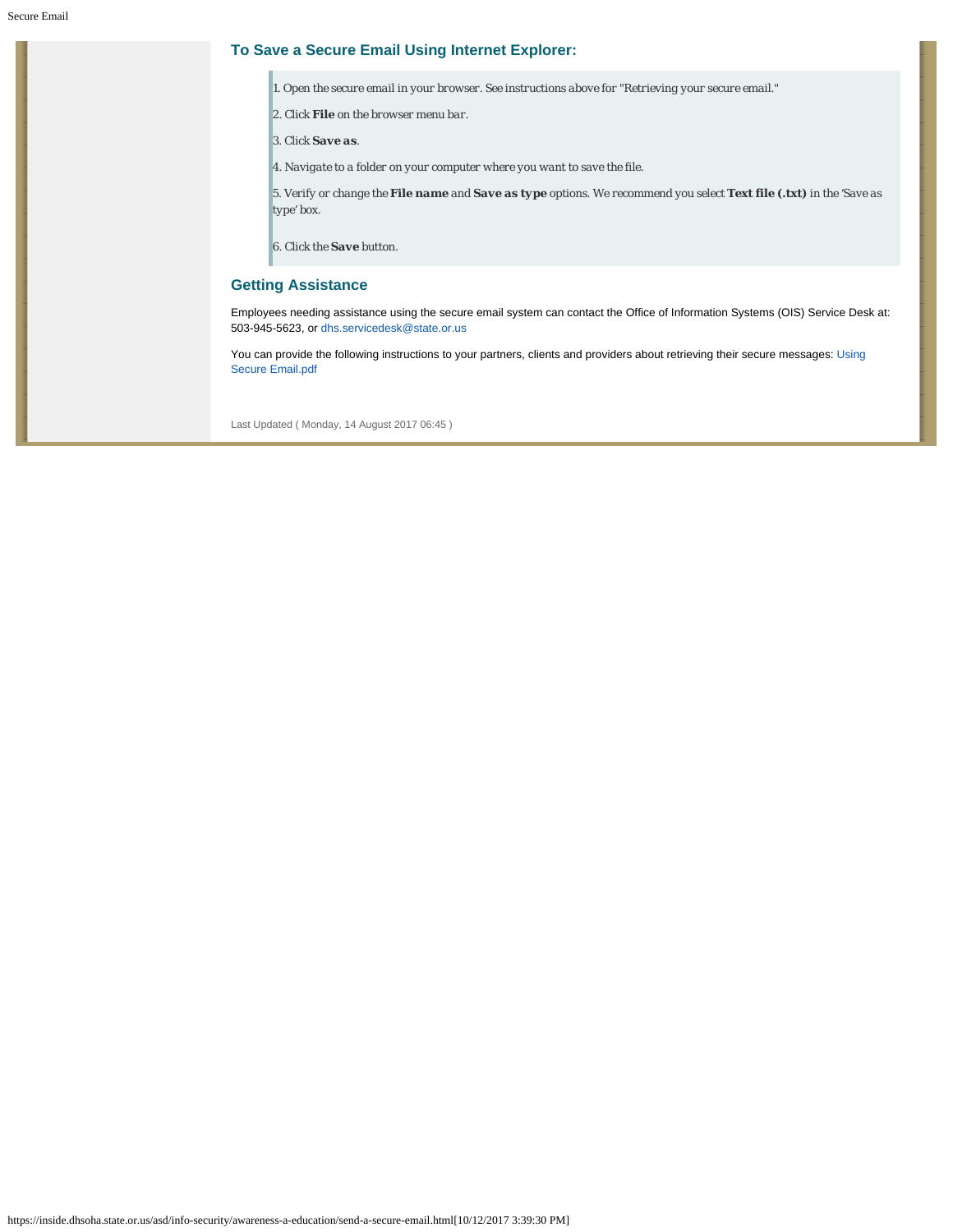## To Save a Secure Email Using Internet Explorer:

> 1. *Open the secure email in your browser. See instructions above for "Retrieving your secure email."*
>
> 2. *Click* ***File*** *on the browser menu bar.*
>
> 3. *Click* ***Save as****.*
>
> 4. *Navigate to a folder on your computer where you want to save the file.*
>
> 5. *Verify or change the* ***File name*** *and* ***Save as type*** *options. We recommend you select* ***Text file (.txt)*** *in the 'Save as type' box.*
>
> 6. *Click the* ***Save*** *button.*

## Getting Assistance

Employees needing assistance using the secure email system can contact the Office of Information Systems (OIS) Service Desk at: 503-945-5623, or dhs.servicedesk@state.or.us

You can provide the following instructions to your partners, clients and providers about retrieving their secure messages: Using Secure Email.pdf

Last Updated ( Monday, 14 August 2017 06:45 )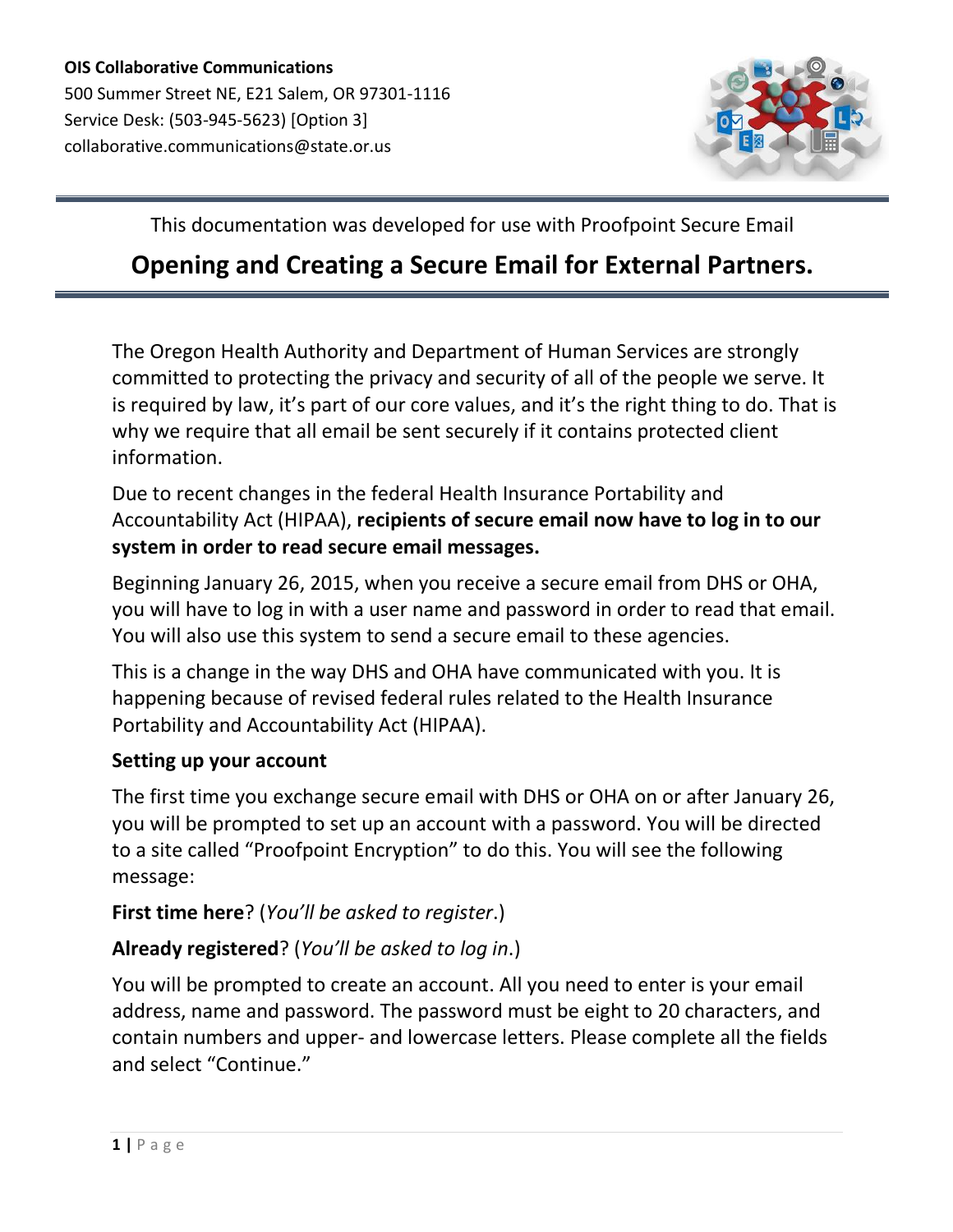**OIS Collaborative Communications**
500 Summer Street NE, E21 Salem, OR 97301-1116
Service Desk: (503-945-5623) [Option 3]
collaborative.communications@state.or.us

This documentation was developed for use with Proofpoint Secure Email

# Opening and Creating a Secure Email for External Partners.

The Oregon Health Authority and Department of Human Services are strongly committed to protecting the privacy and security of all of the people we serve. It is required by law, it's part of our core values, and it's the right thing to do. That is why we require that all email be sent securely if it contains protected client information.

Due to recent changes in the federal Health Insurance Portability and Accountability Act (HIPAA), **recipients of secure email now have to log in to our system in order to read secure email messages.**

Beginning January 26, 2015, when you receive a secure email from DHS or OHA, you will have to log in with a user name and password in order to read that email. You will also use this system to send a secure email to these agencies.

This is a change in the way DHS and OHA have communicated with you. It is happening because of revised federal rules related to the Health Insurance Portability and Accountability Act (HIPAA).

**Setting up your account**

The first time you exchange secure email with DHS or OHA on or after January 26, you will be prompted to set up an account with a password. You will be directed to a site called "Proofpoint Encryption" to do this. You will see the following message:

**First time here**? (*You'll be asked to register*.)

**Already registered**? (*You'll be asked to log in*.)

You will be prompted to create an account. All you need to enter is your email address, name and password. The password must be eight to 20 characters, and contain numbers and upper- and lowercase letters. Please complete all the fields and select "Continue."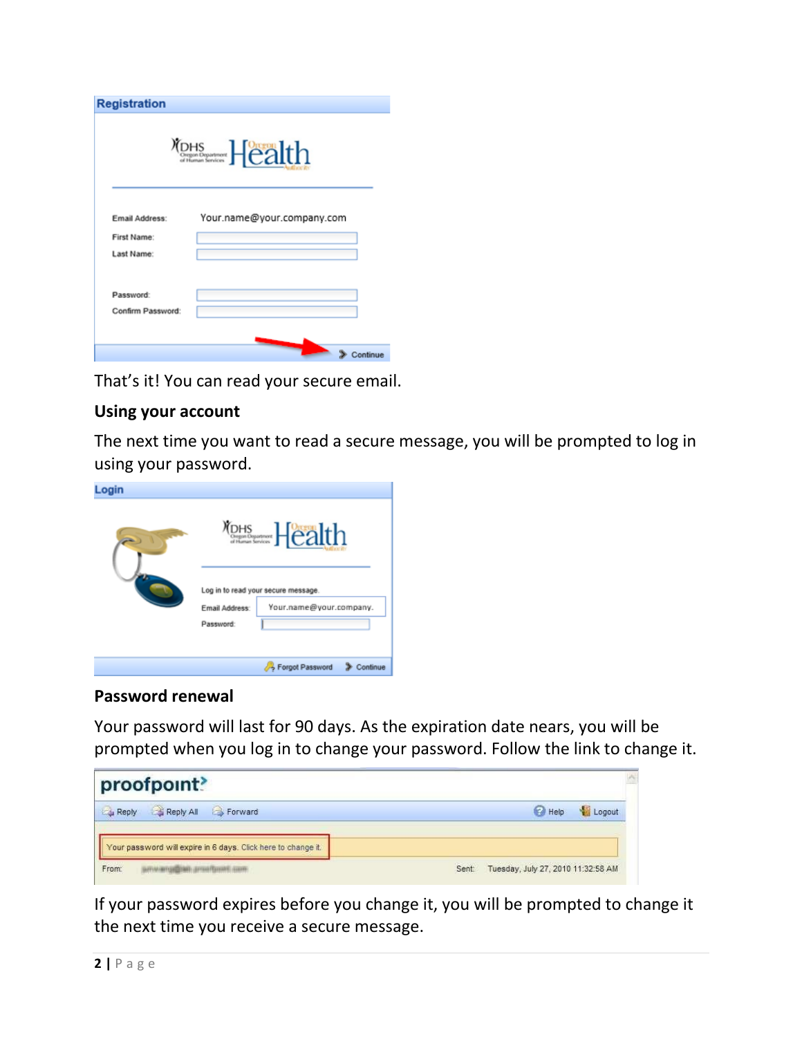That's it! You can read your secure email.

### Using your account

The next time you want to read a secure message, you will be prompted to log in using your password.

### Password renewal

Your password will last for 90 days. As the expiration date nears, you will be prompted when you log in to change your password. Follow the link to change it.

If your password expires before you change it, you will be prompted to change it the next time you receive a secure message.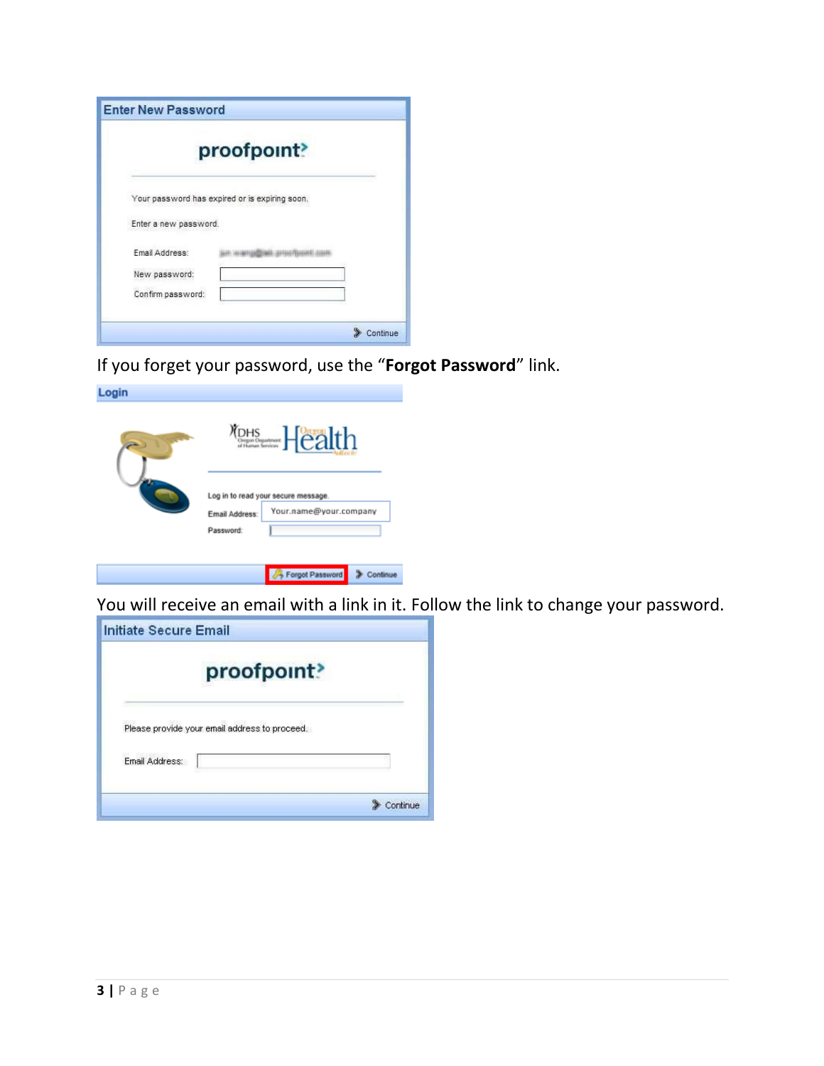Enter New Password

proofpoint

Your password has expired or is expiring soon.

Enter a new password.

Email Address:

New password:

Confirm password:

Continue

If you forget your password, use the "**Forgot Password**" link.

Login

Log in to read your secure message.

Email Address: Your.name@your.company

Password:

Forgot Password Continue

You will receive an email with a link in it. Follow the link to change your password.

Initiate Secure Email

proofpoint

Please provide your email address to proceed.

Email Address:

Continue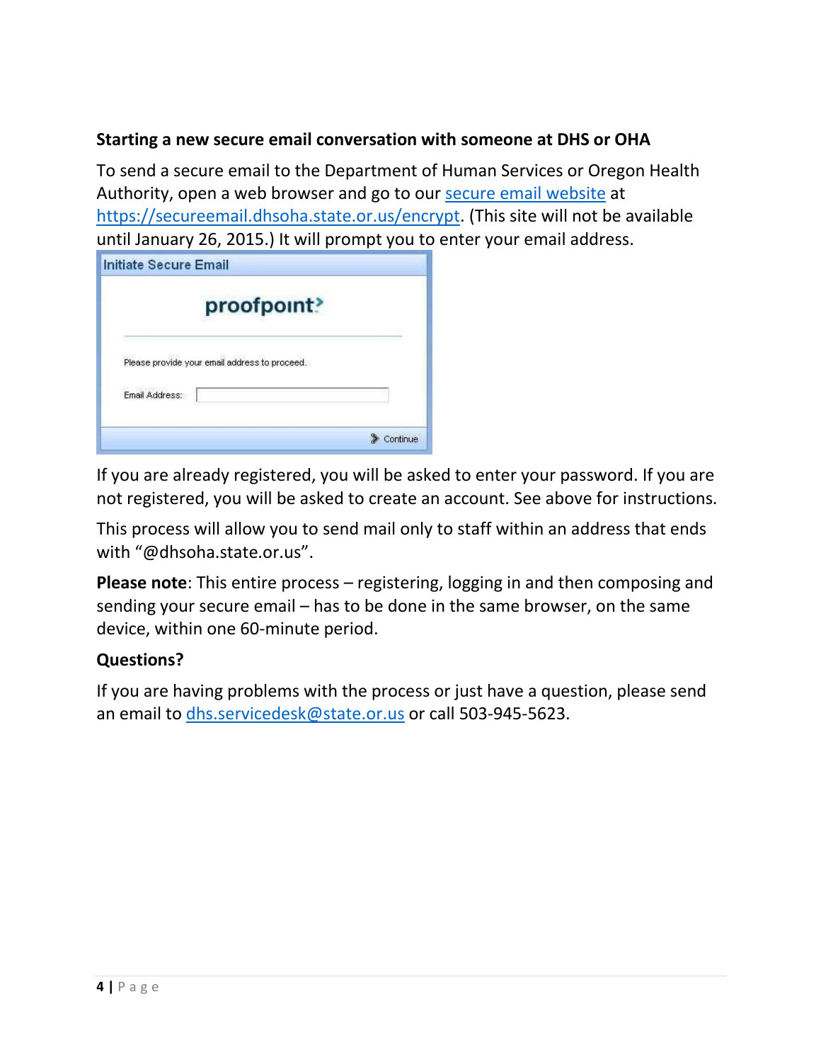### Starting a new secure email conversation with someone at DHS or OHA

To send a secure email to the Department of Human Services or Oregon Health Authority, open a web browser and go to our secure email website at https://secureemail.dhsoha.state.or.us/encrypt. (This site will not be available until January 26, 2015.) It will prompt you to enter your email address.

If you are already registered, you will be asked to enter your password. If you are not registered, you will be asked to create an account. See above for instructions.

This process will allow you to send mail only to staff within an address that ends with "@dhsoha.state.or.us".

**Please note**: This entire process – registering, logging in and then composing and sending your secure email – has to be done in the same browser, on the same device, within one 60-minute period.

### Questions?

If you are having problems with the process or just have a question, please send an email to dhs.servicedesk@state.or.us or call 503-945-5623.